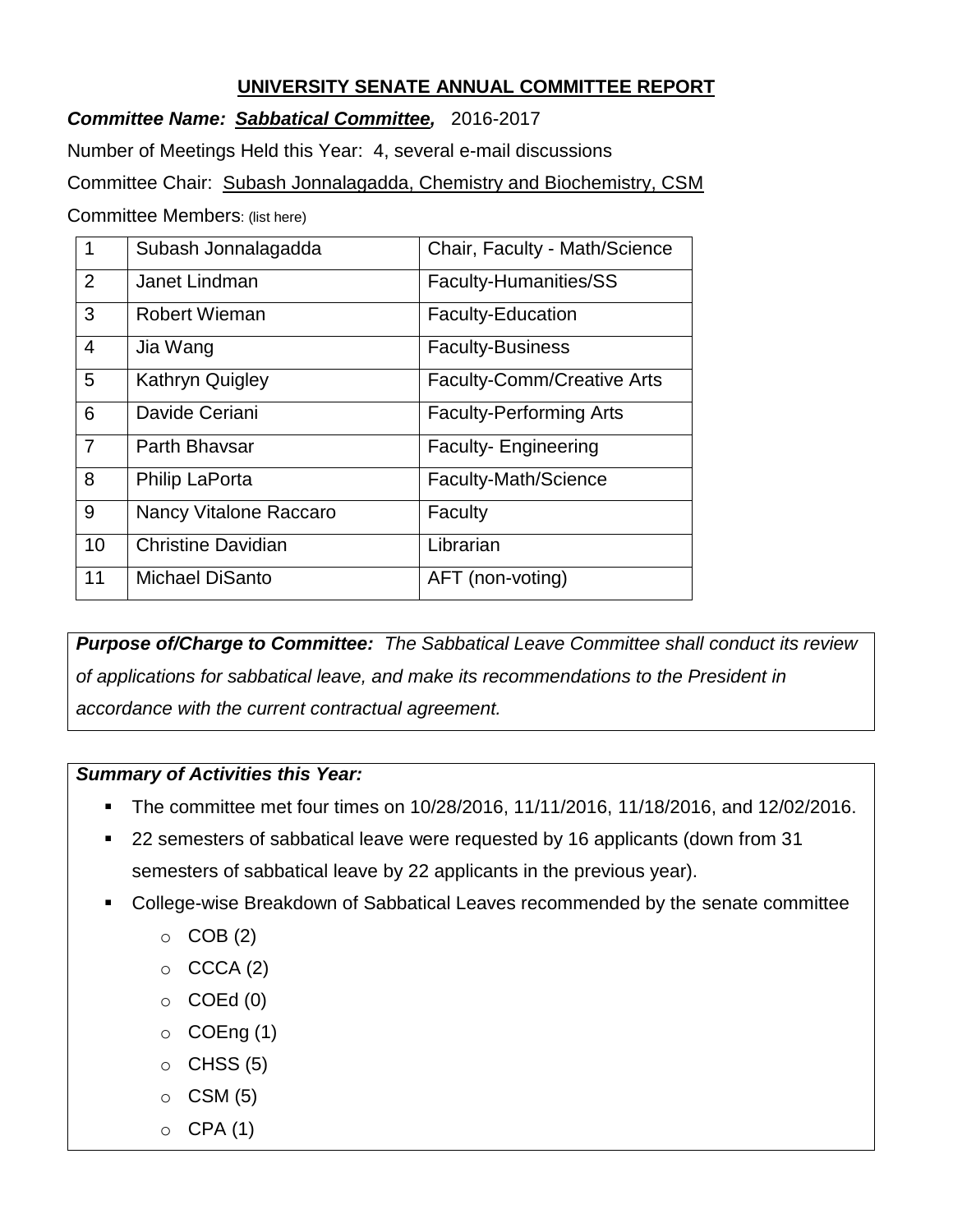# UNIVERSITY SENATE ANNUAL COMMITTEE REPORT

***Committee Name:* *Sabbatical Committee,*** 2016-2017

Number of Meetings Held this Year: 4, several e-mail discussions

Committee Chair: Subash Jonnalagadda, Chemistry and Biochemistry, CSM

Committee Members: (list here)

| | | |
|---|---|---|
| 1 | Subash Jonnalagadda | Chair, Faculty - Math/Science |
| 2 | Janet Lindman | Faculty-Humanities/SS |
| 3 | Robert Wieman | Faculty-Education |
| 4 | Jia Wang | Faculty-Business |
| 5 | Kathryn Quigley | Faculty-Comm/Creative Arts |
| 6 | Davide Ceriani | Faculty-Performing Arts |
| 7 | Parth Bhavsar | Faculty- Engineering |
| 8 | Philip LaPorta | Faculty-Math/Science |
| 9 | Nancy Vitalone Raccaro | Faculty |
| 10 | Christine Davidian | Librarian |
| 11 | Michael DiSanto | AFT (non-voting) |

***Purpose of/Charge to Committee:*** *The Sabbatical Leave Committee shall conduct its review of applications for sabbatical leave, and make its recommendations to the President in accordance with the current contractual agreement.*

***Summary of Activities this Year:***

- The committee met four times on 10/28/2016, 11/11/2016, 11/18/2016, and 12/02/2016.
- 22 semesters of sabbatical leave were requested by 16 applicants (down from 31 semesters of sabbatical leave by 22 applicants in the previous year).
- College-wise Breakdown of Sabbatical Leaves recommended by the senate committee
  - COB (2)
  - CCCA (2)
  - COEd (0)
  - COEng (1)
  - CHSS (5)
  - CSM (5)
  - CPA (1)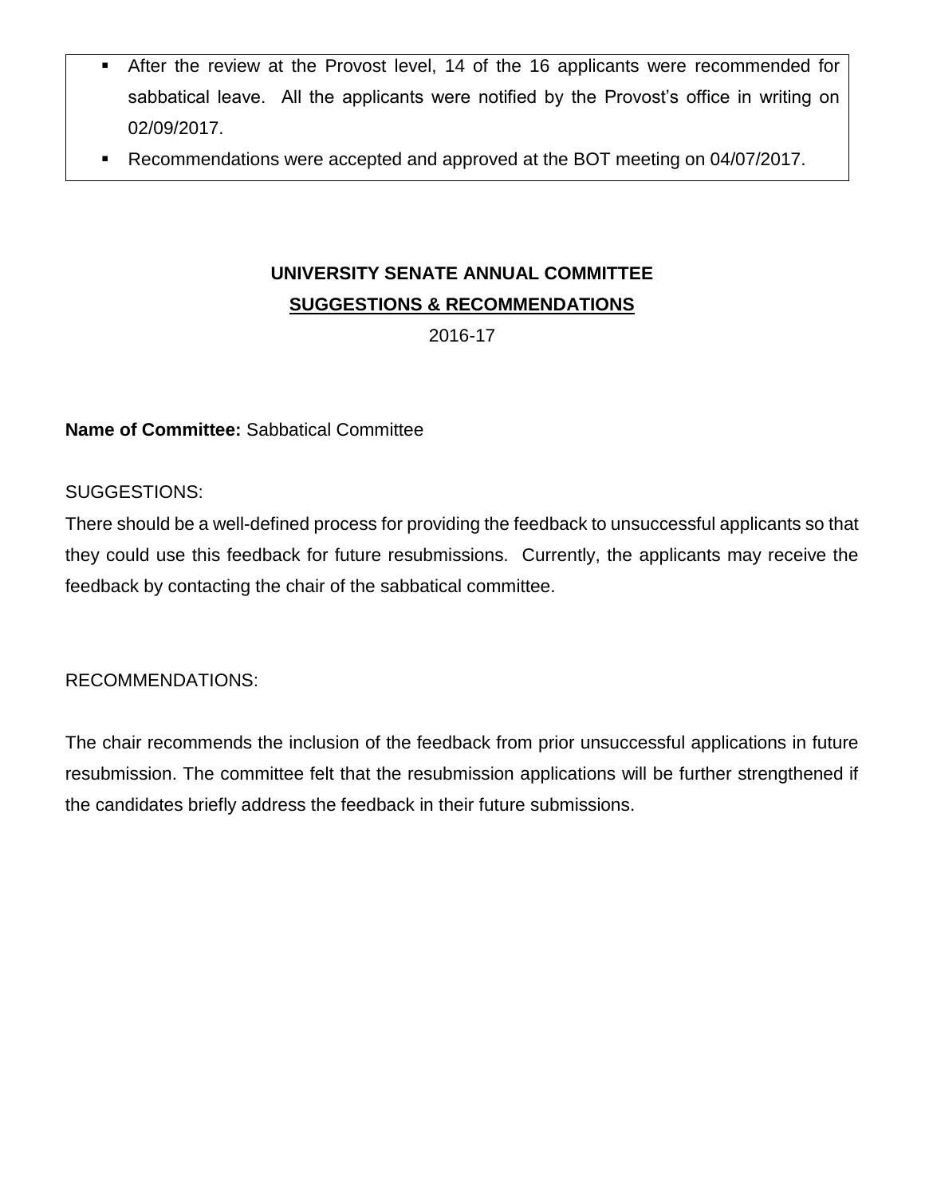- After the review at the Provost level, 14 of the 16 applicants were recommended for sabbatical leave. All the applicants were notified by the Provost's office in writing on 02/09/2017.
- Recommendations were accepted and approved at the BOT meeting on 04/07/2017.

## UNIVERSITY SENATE ANNUAL COMMITTEE

## SUGGESTIONS & RECOMMENDATIONS

2016-17

**Name of Committee:** Sabbatical Committee

SUGGESTIONS:

There should be a well-defined process for providing the feedback to unsuccessful applicants so that they could use this feedback for future resubmissions. Currently, the applicants may receive the feedback by contacting the chair of the sabbatical committee.

RECOMMENDATIONS:

The chair recommends the inclusion of the feedback from prior unsuccessful applications in future resubmission. The committee felt that the resubmission applications will be further strengthened if the candidates briefly address the feedback in their future submissions.